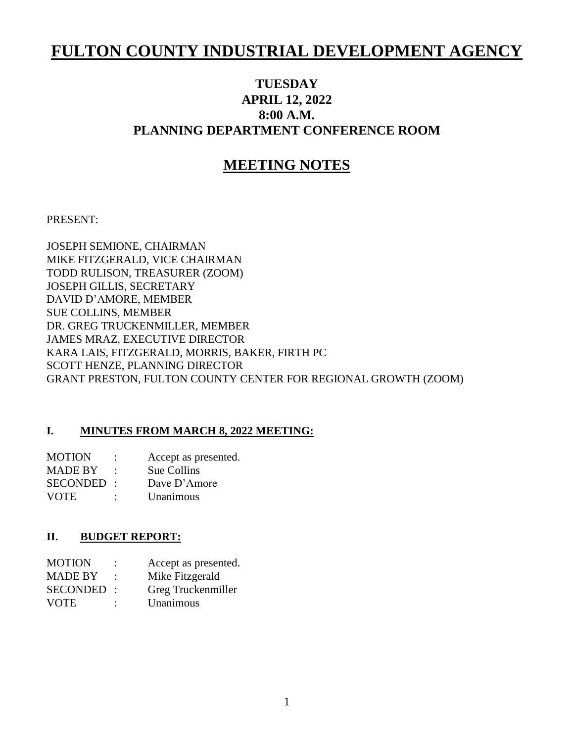# FULTON COUNTY INDUSTRIAL DEVELOPMENT AGENCY

**TUESDAY**
**APRIL 12, 2022**
**8:00 A.M.**
**PLANNING DEPARTMENT CONFERENCE ROOM**

## MEETING NOTES

PRESENT:

JOSEPH SEMIONE, CHAIRMAN
MIKE FITZGERALD, VICE CHAIRMAN
TODD RULISON, TREASURER (ZOOM)
JOSEPH GILLIS, SECRETARY
DAVID D'AMORE, MEMBER
SUE COLLINS, MEMBER
DR. GREG TRUCKENMILLER, MEMBER
JAMES MRAZ, EXECUTIVE DIRECTOR
KARA LAIS, FITZGERALD, MORRIS, BAKER, FIRTH PC
SCOTT HENZE, PLANNING DIRECTOR
GRANT PRESTON, FULTON COUNTY CENTER FOR REGIONAL GROWTH (ZOOM)

### I. MINUTES FROM MARCH 8, 2022 MEETING:

MOTION : Accept as presented.
MADE BY : Sue Collins
SECONDED : Dave D'Amore
VOTE : Unanimous

### II. BUDGET REPORT:

MOTION : Accept as presented.
MADE BY : Mike Fitzgerald
SECONDED : Greg Truckenmiller
VOTE : Unanimous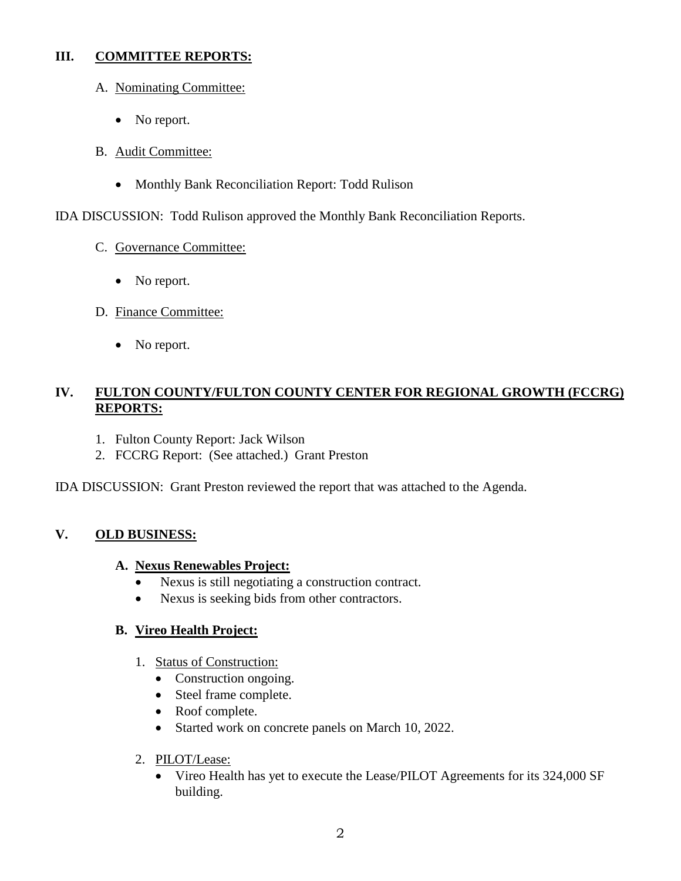## III. COMMITTEE REPORTS:

A. Nominating Committee:

- No report.

B. Audit Committee:

- Monthly Bank Reconciliation Report: Todd Rulison

IDA DISCUSSION: Todd Rulison approved the Monthly Bank Reconciliation Reports.

C. Governance Committee:

- No report.

D. Finance Committee:

- No report.

## IV. FULTON COUNTY/FULTON COUNTY CENTER FOR REGIONAL GROWTH (FCCRG) REPORTS:

1. Fulton County Report: Jack Wilson
2. FCCRG Report: (See attached.) Grant Preston

IDA DISCUSSION: Grant Preston reviewed the report that was attached to the Agenda.

## V. OLD BUSINESS:

### A. Nexus Renewables Project:

- Nexus is still negotiating a construction contract.
- Nexus is seeking bids from other contractors.

### B. Vireo Health Project:

1. Status of Construction:
   - Construction ongoing.
   - Steel frame complete.
   - Roof complete.
   - Started work on concrete panels on March 10, 2022.

2. PILOT/Lease:
   - Vireo Health has yet to execute the Lease/PILOT Agreements for its 324,000 SF building.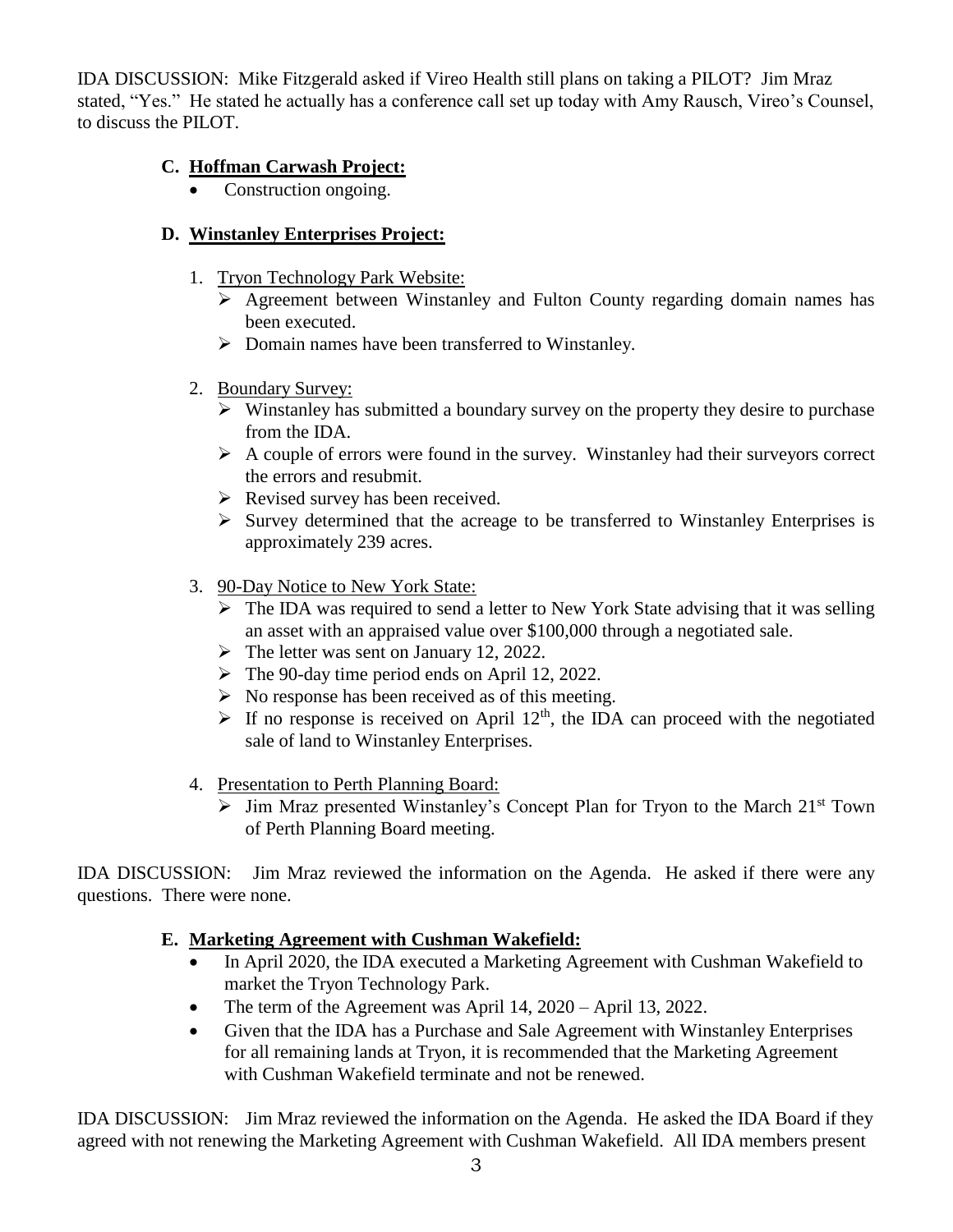IDA DISCUSSION: Mike Fitzgerald asked if Vireo Health still plans on taking a PILOT? Jim Mraz stated, "Yes." He stated he actually has a conference call set up today with Amy Rausch, Vireo's Counsel, to discuss the PILOT.

### C. Hoffman Carwash Project:

- Construction ongoing.

### D. Winstanley Enterprises Project:

1. Tryon Technology Park Website:
   - Agreement between Winstanley and Fulton County regarding domain names has been executed.
   - Domain names have been transferred to Winstanley.

2. Boundary Survey:
   - Winstanley has submitted a boundary survey on the property they desire to purchase from the IDA.
   - A couple of errors were found in the survey. Winstanley had their surveyors correct the errors and resubmit.
   - Revised survey has been received.
   - Survey determined that the acreage to be transferred to Winstanley Enterprises is approximately 239 acres.

3. 90-Day Notice to New York State:
   - The IDA was required to send a letter to New York State advising that it was selling an asset with an appraised value over $100,000 through a negotiated sale.
   - The letter was sent on January 12, 2022.
   - The 90-day time period ends on April 12, 2022.
   - No response has been received as of this meeting.
   - If no response is received on April 12th, the IDA can proceed with the negotiated sale of land to Winstanley Enterprises.

4. Presentation to Perth Planning Board:
   - Jim Mraz presented Winstanley's Concept Plan for Tryon to the March 21st Town of Perth Planning Board meeting.

IDA DISCUSSION: Jim Mraz reviewed the information on the Agenda. He asked if there were any questions. There were none.

### E. Marketing Agreement with Cushman Wakefield:

- In April 2020, the IDA executed a Marketing Agreement with Cushman Wakefield to market the Tryon Technology Park.
- The term of the Agreement was April 14, 2020 – April 13, 2022.
- Given that the IDA has a Purchase and Sale Agreement with Winstanley Enterprises for all remaining lands at Tryon, it is recommended that the Marketing Agreement with Cushman Wakefield terminate and not be renewed.

IDA DISCUSSION: Jim Mraz reviewed the information on the Agenda. He asked the IDA Board if they agreed with not renewing the Marketing Agreement with Cushman Wakefield. All IDA members present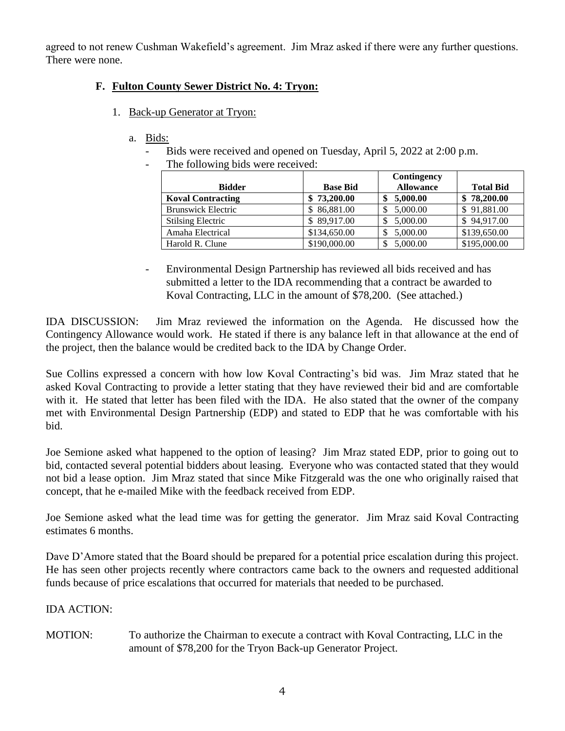agreed to not renew Cushman Wakefield's agreement. Jim Mraz asked if there were any further questions. There were none.

### F. Fulton County Sewer District No. 4: Tryon:

1. Back-up Generator at Tryon:

   a. Bids:
      - Bids were received and opened on Tuesday, April 5, 2022 at 2:00 p.m.
      - The following bids were received:

| Bidder | Base Bid | Contingency Allowance | Total Bid |
|---|---|---|---|
| **Koval Contracting** | **$ 73,200.00** | **$ 5,000.00** | **$ 78,200.00** |
| Brunswick Electric | $ 86,881.00 | $ 5,000.00 | $ 91,881.00 |
| Stilsing Electric | $ 89,917.00 | $ 5,000.00 | $ 94,917.00 |
| Amaha Electrical | $134,650.00 | $ 5,000.00 | $139,650.00 |
| Harold R. Clune | $190,000.00 | $ 5,000.00 | $195,000.00 |

      - Environmental Design Partnership has reviewed all bids received and has submitted a letter to the IDA recommending that a contract be awarded to Koval Contracting, LLC in the amount of $78,200. (See attached.)

IDA DISCUSSION: Jim Mraz reviewed the information on the Agenda. He discussed how the Contingency Allowance would work. He stated if there is any balance left in that allowance at the end of the project, then the balance would be credited back to the IDA by Change Order.

Sue Collins expressed a concern with how low Koval Contracting's bid was. Jim Mraz stated that he asked Koval Contracting to provide a letter stating that they have reviewed their bid and are comfortable with it. He stated that letter has been filed with the IDA. He also stated that the owner of the company met with Environmental Design Partnership (EDP) and stated to EDP that he was comfortable with his bid.

Joe Semione asked what happened to the option of leasing? Jim Mraz stated EDP, prior to going out to bid, contacted several potential bidders about leasing. Everyone who was contacted stated that they would not bid a lease option. Jim Mraz stated that since Mike Fitzgerald was the one who originally raised that concept, that he e-mailed Mike with the feedback received from EDP.

Joe Semione asked what the lead time was for getting the generator. Jim Mraz said Koval Contracting estimates 6 months.

Dave D'Amore stated that the Board should be prepared for a potential price escalation during this project. He has seen other projects recently where contractors came back to the owners and requested additional funds because of price escalations that occurred for materials that needed to be purchased.

IDA ACTION:

MOTION: To authorize the Chairman to execute a contract with Koval Contracting, LLC in the amount of $78,200 for the Tryon Back-up Generator Project.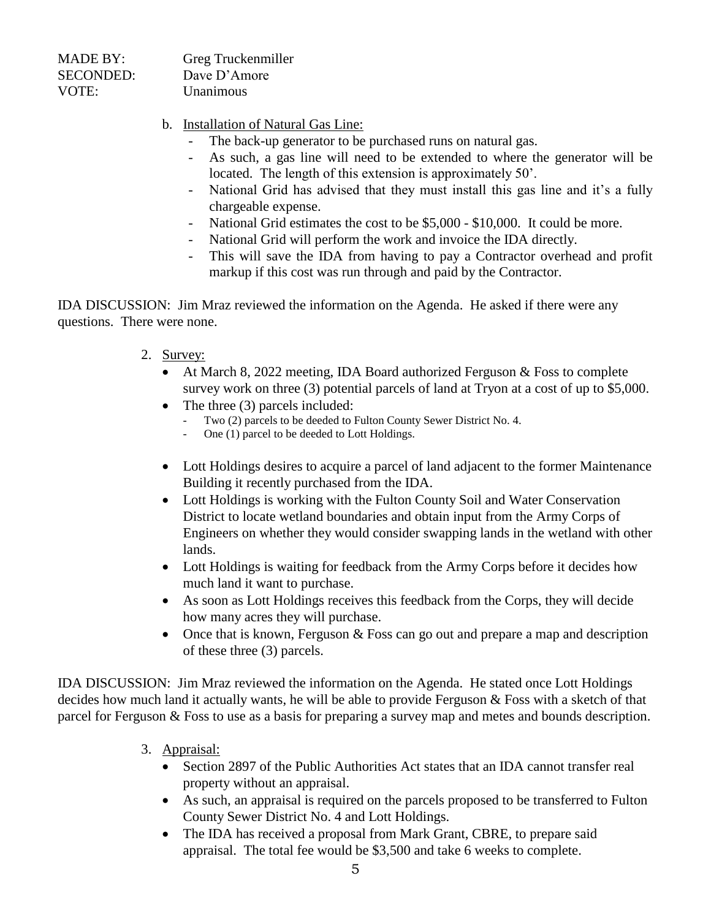MADE BY: Greg Truckenmiller
SECONDED: Dave D'Amore
VOTE: Unanimous

b. Installation of Natural Gas Line:
   - The back-up generator to be purchased runs on natural gas.
   - As such, a gas line will need to be extended to where the generator will be located. The length of this extension is approximately 50'.
   - National Grid has advised that they must install this gas line and it's a fully chargeable expense.
   - National Grid estimates the cost to be $5,000 - $10,000. It could be more.
   - National Grid will perform the work and invoice the IDA directly.
   - This will save the IDA from having to pay a Contractor overhead and profit markup if this cost was run through and paid by the Contractor.

IDA DISCUSSION: Jim Mraz reviewed the information on the Agenda. He asked if there were any questions. There were none.

2. Survey:
   - At March 8, 2022 meeting, IDA Board authorized Ferguson & Foss to complete survey work on three (3) potential parcels of land at Tryon at a cost of up to $5,000.
   - The three (3) parcels included:
     - Two (2) parcels to be deeded to Fulton County Sewer District No. 4.
     - One (1) parcel to be deeded to Lott Holdings.
   - Lott Holdings desires to acquire a parcel of land adjacent to the former Maintenance Building it recently purchased from the IDA.
   - Lott Holdings is working with the Fulton County Soil and Water Conservation District to locate wetland boundaries and obtain input from the Army Corps of Engineers on whether they would consider swapping lands in the wetland with other lands.
   - Lott Holdings is waiting for feedback from the Army Corps before it decides how much land it want to purchase.
   - As soon as Lott Holdings receives this feedback from the Corps, they will decide how many acres they will purchase.
   - Once that is known, Ferguson & Foss can go out and prepare a map and description of these three (3) parcels.

IDA DISCUSSION: Jim Mraz reviewed the information on the Agenda. He stated once Lott Holdings decides how much land it actually wants, he will be able to provide Ferguson & Foss with a sketch of that parcel for Ferguson & Foss to use as a basis for preparing a survey map and metes and bounds description.

3. Appraisal:
   - Section 2897 of the Public Authorities Act states that an IDA cannot transfer real property without an appraisal.
   - As such, an appraisal is required on the parcels proposed to be transferred to Fulton County Sewer District No. 4 and Lott Holdings.
   - The IDA has received a proposal from Mark Grant, CBRE, to prepare said appraisal. The total fee would be $3,500 and take 6 weeks to complete.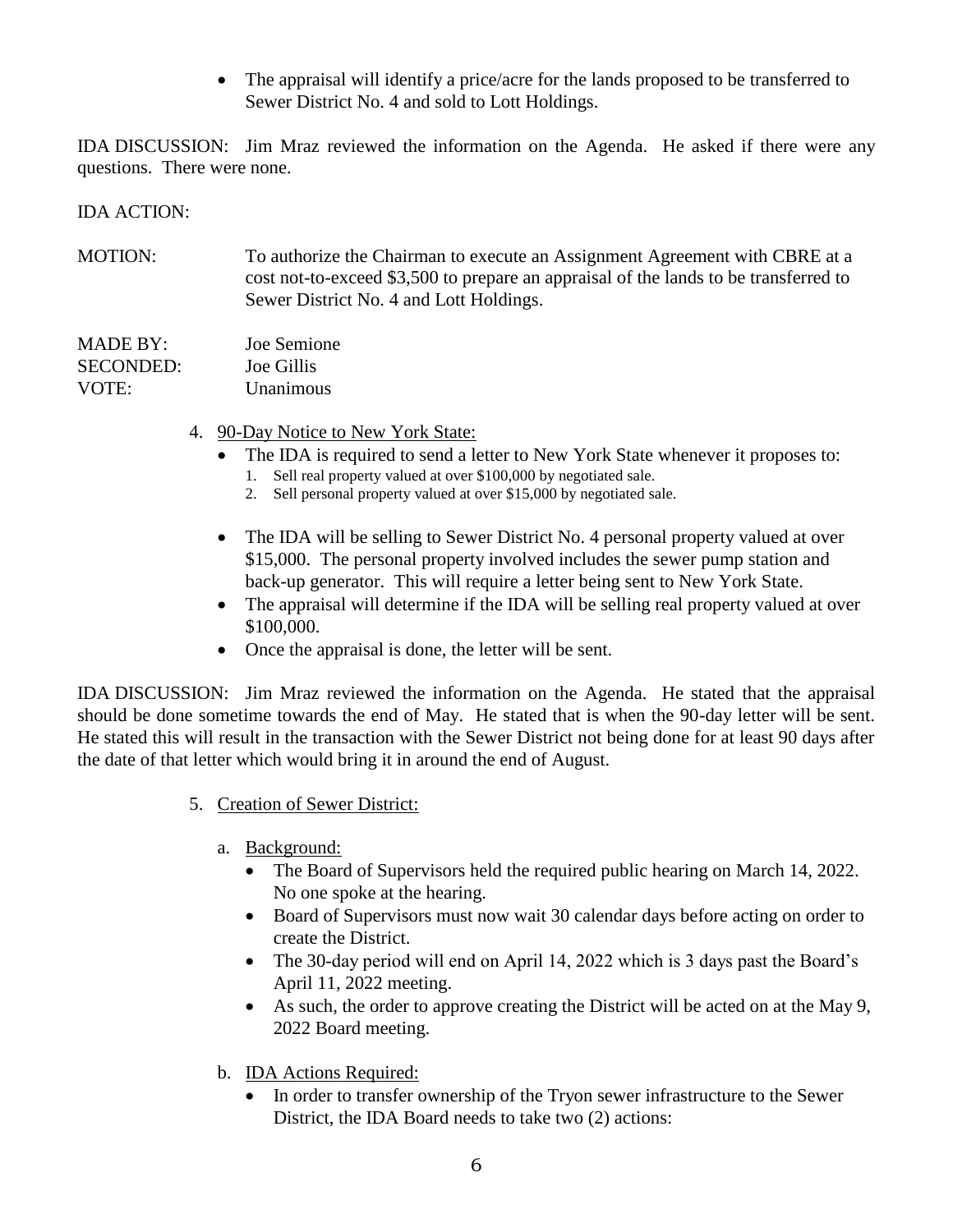- The appraisal will identify a price/acre for the lands proposed to be transferred to Sewer District No. 4 and sold to Lott Holdings.

IDA DISCUSSION: Jim Mraz reviewed the information on the Agenda. He asked if there were any questions. There were none.

IDA ACTION:

MOTION: To authorize the Chairman to execute an Assignment Agreement with CBRE at a cost not-to-exceed $3,500 to prepare an appraisal of the lands to be transferred to Sewer District No. 4 and Lott Holdings.

MADE BY: Joe Semione
SECONDED: Joe Gillis
VOTE: Unanimous

4. 90-Day Notice to New York State:
   - The IDA is required to send a letter to New York State whenever it proposes to:
     1. Sell real property valued at over $100,000 by negotiated sale.
     2. Sell personal property valued at over $15,000 by negotiated sale.
   - The IDA will be selling to Sewer District No. 4 personal property valued at over $15,000. The personal property involved includes the sewer pump station and back-up generator. This will require a letter being sent to New York State.
   - The appraisal will determine if the IDA will be selling real property valued at over $100,000.
   - Once the appraisal is done, the letter will be sent.

IDA DISCUSSION: Jim Mraz reviewed the information on the Agenda. He stated that the appraisal should be done sometime towards the end of May. He stated that is when the 90-day letter will be sent. He stated this will result in the transaction with the Sewer District not being done for at least 90 days after the date of that letter which would bring it in around the end of August.

5. Creation of Sewer District:

   a. Background:
      - The Board of Supervisors held the required public hearing on March 14, 2022. No one spoke at the hearing.
      - Board of Supervisors must now wait 30 calendar days before acting on order to create the District.
      - The 30-day period will end on April 14, 2022 which is 3 days past the Board's April 11, 2022 meeting.
      - As such, the order to approve creating the District will be acted on at the May 9, 2022 Board meeting.

   b. IDA Actions Required:
      - In order to transfer ownership of the Tryon sewer infrastructure to the Sewer District, the IDA Board needs to take two (2) actions: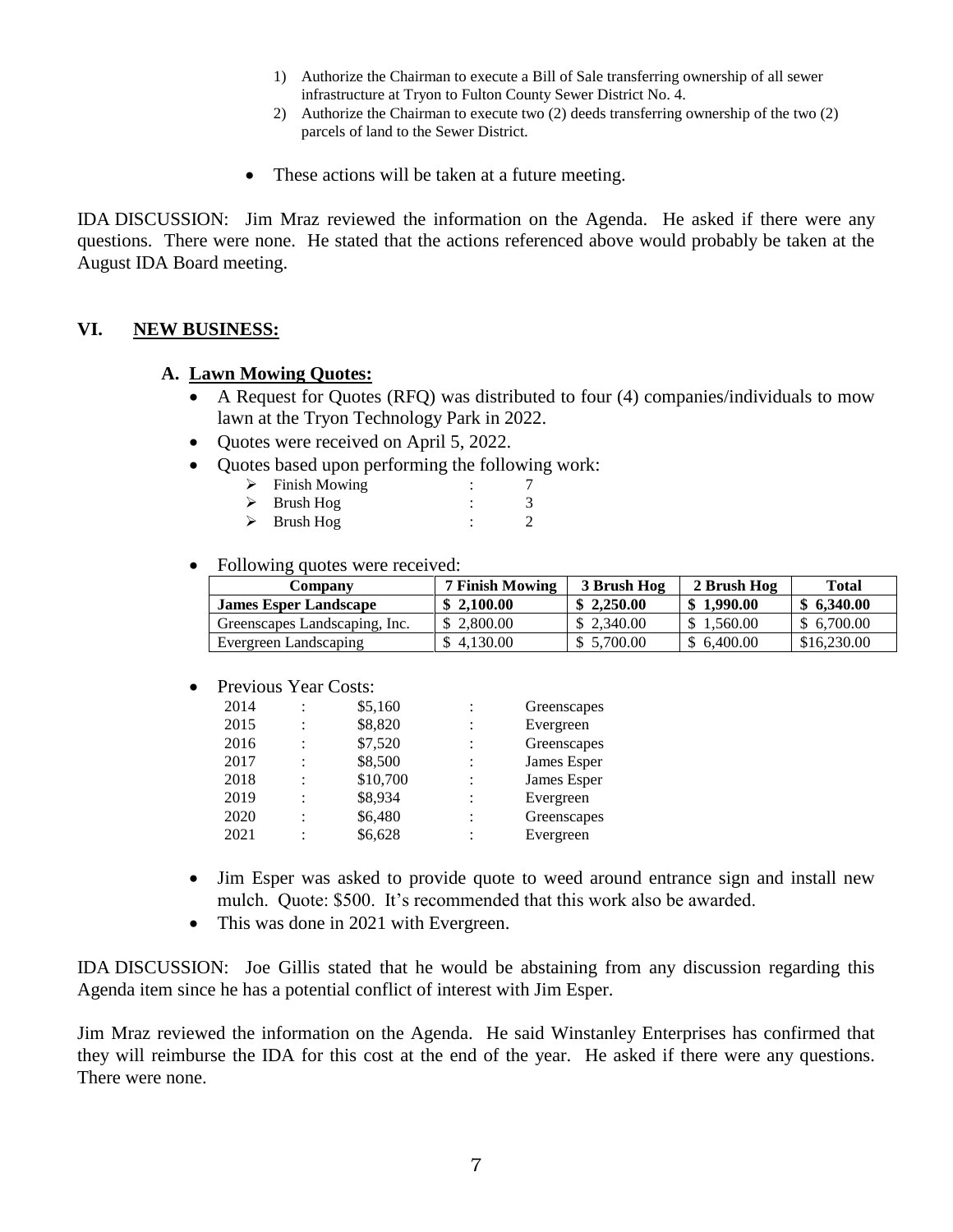1) Authorize the Chairman to execute a Bill of Sale transferring ownership of all sewer infrastructure at Tryon to Fulton County Sewer District No. 4.
2) Authorize the Chairman to execute two (2) deeds transferring ownership of the two (2) parcels of land to the Sewer District.

- These actions will be taken at a future meeting.

IDA DISCUSSION: Jim Mraz reviewed the information on the Agenda. He asked if there were any questions. There were none. He stated that the actions referenced above would probably be taken at the August IDA Board meeting.

## VI. NEW BUSINESS:

### A. Lawn Mowing Quotes:

- A Request for Quotes (RFQ) was distributed to four (4) companies/individuals to mow lawn at the Tryon Technology Park in 2022.
- Quotes were received on April 5, 2022.
- Quotes based upon performing the following work:
  - Finish Mowing : 7
  - Brush Hog : 3
  - Brush Hog : 2

- Following quotes were received:

| Company | 7 Finish Mowing | 3 Brush Hog | 2 Brush Hog | Total |
|---|---|---|---|---|
| **James Esper Landscape** | **$ 2,100.00** | **$ 2,250.00** | **$ 1,990.00** | **$ 6,340.00** |
| Greenscapes Landscaping, Inc. | $ 2,800.00 | $ 2,340.00 | $ 1,560.00 | $ 6,700.00 |
| Evergreen Landscaping | $ 4,130.00 | $ 5,700.00 | $ 6,400.00 | $16,230.00 |

- Previous Year Costs:

| | | | | |
|---|---|---|---|---|
| 2014 | : | $5,160 | : | Greenscapes |
| 2015 | : | $8,820 | : | Evergreen |
| 2016 | : | $7,520 | : | Greenscapes |
| 2017 | : | $8,500 | : | James Esper |
| 2018 | : | $10,700 | : | James Esper |
| 2019 | : | $8,934 | : | Evergreen |
| 2020 | : | $6,480 | : | Greenscapes |
| 2021 | : | $6,628 | : | Evergreen |

- Jim Esper was asked to provide quote to weed around entrance sign and install new mulch. Quote: $500. It's recommended that this work also be awarded.
- This was done in 2021 with Evergreen.

IDA DISCUSSION: Joe Gillis stated that he would be abstaining from any discussion regarding this Agenda item since he has a potential conflict of interest with Jim Esper.

Jim Mraz reviewed the information on the Agenda. He said Winstanley Enterprises has confirmed that they will reimburse the IDA for this cost at the end of the year. He asked if there were any questions. There were none.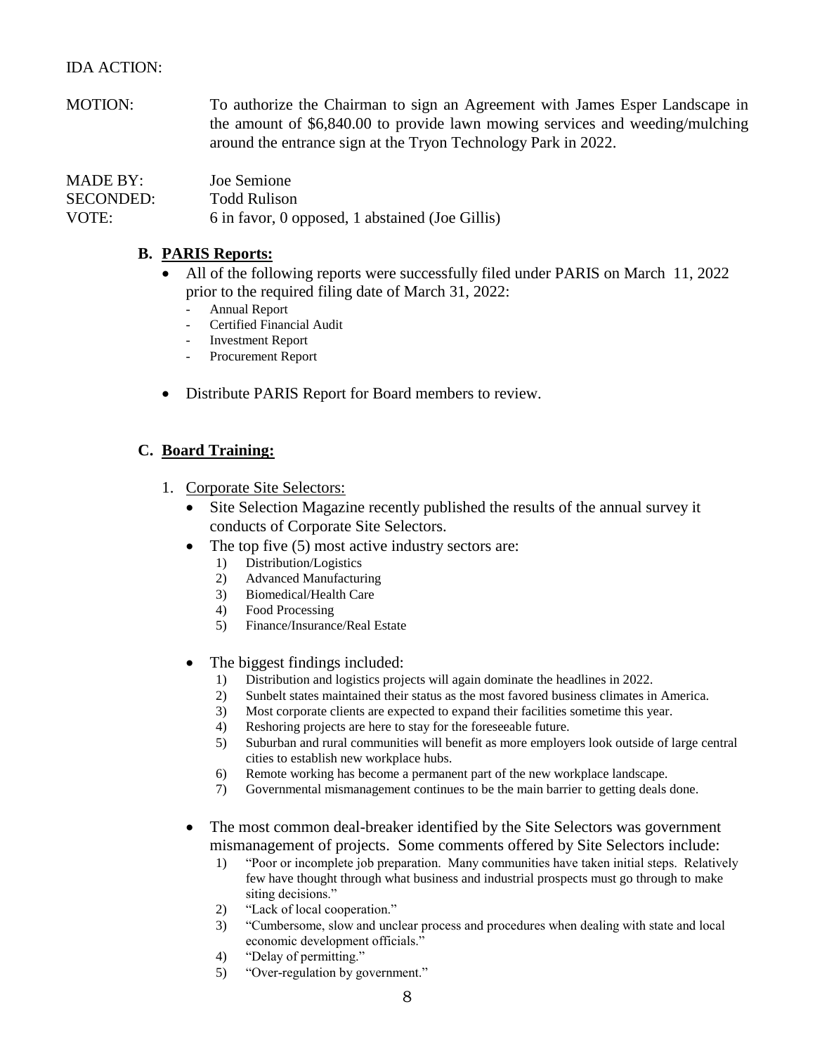IDA ACTION:

MOTION: To authorize the Chairman to sign an Agreement with James Esper Landscape in the amount of $6,840.00 to provide lawn mowing services and weeding/mulching around the entrance sign at the Tryon Technology Park in 2022.

MADE BY: Joe Semione
SECONDED: Todd Rulison
VOTE: 6 in favor, 0 opposed, 1 abstained (Joe Gillis)

## B. PARIS Reports:

- All of the following reports were successfully filed under PARIS on March 11, 2022 prior to the required filing date of March 31, 2022:
  - Annual Report
  - Certified Financial Audit
  - Investment Report
  - Procurement Report
- Distribute PARIS Report for Board members to review.

## C. Board Training:

1. Corporate Site Selectors:
   - Site Selection Magazine recently published the results of the annual survey it conducts of Corporate Site Selectors.
   - The top five (5) most active industry sectors are:
     1) Distribution/Logistics
     2) Advanced Manufacturing
     3) Biomedical/Health Care
     4) Food Processing
     5) Finance/Insurance/Real Estate
   - The biggest findings included:
     1) Distribution and logistics projects will again dominate the headlines in 2022.
     2) Sunbelt states maintained their status as the most favored business climates in America.
     3) Most corporate clients are expected to expand their facilities sometime this year.
     4) Reshoring projects are here to stay for the foreseeable future.
     5) Suburban and rural communities will benefit as more employers look outside of large central cities to establish new workplace hubs.
     6) Remote working has become a permanent part of the new workplace landscape.
     7) Governmental mismanagement continues to be the main barrier to getting deals done.
   - The most common deal-breaker identified by the Site Selectors was government mismanagement of projects. Some comments offered by Site Selectors include:
     1) "Poor or incomplete job preparation. Many communities have taken initial steps. Relatively few have thought through what business and industrial prospects must go through to make siting decisions."
     2) "Lack of local cooperation."
     3) "Cumbersome, slow and unclear process and procedures when dealing with state and local economic development officials."
     4) "Delay of permitting."
     5) "Over-regulation by government."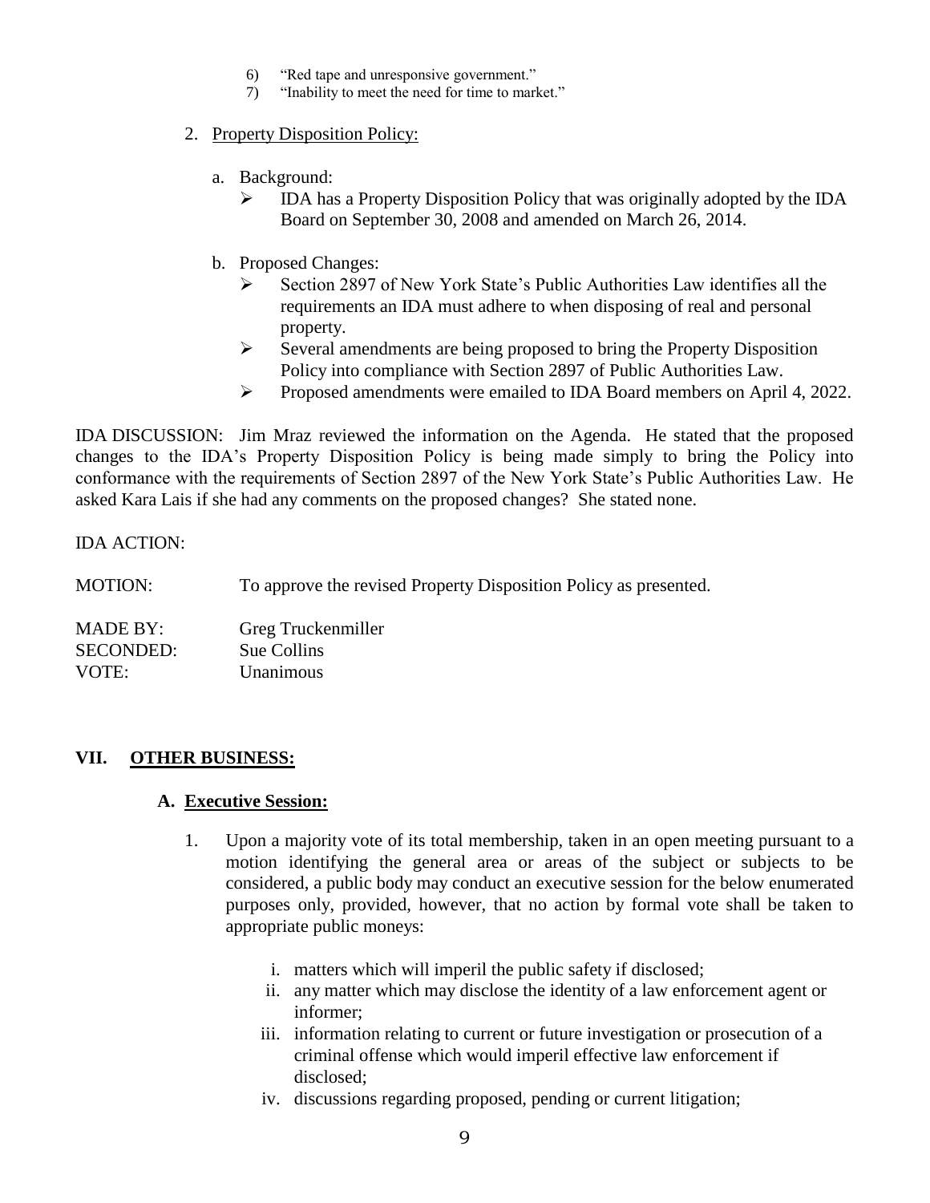6) "Red tape and unresponsive government."
7) "Inability to meet the need for time to market."

2. Property Disposition Policy:

   a. Background:
      - IDA has a Property Disposition Policy that was originally adopted by the IDA Board on September 30, 2008 and amended on March 26, 2014.

   b. Proposed Changes:
      - Section 2897 of New York State's Public Authorities Law identifies all the requirements an IDA must adhere to when disposing of real and personal property.
      - Several amendments are being proposed to bring the Property Disposition Policy into compliance with Section 2897 of Public Authorities Law.
      - Proposed amendments were emailed to IDA Board members on April 4, 2022.

IDA DISCUSSION: Jim Mraz reviewed the information on the Agenda. He stated that the proposed changes to the IDA's Property Disposition Policy is being made simply to bring the Policy into conformance with the requirements of Section 2897 of the New York State's Public Authorities Law. He asked Kara Lais if she had any comments on the proposed changes? She stated none.

IDA ACTION:

MOTION: To approve the revised Property Disposition Policy as presented.

MADE BY: Greg Truckenmiller
SECONDED: Sue Collins
VOTE: Unanimous

## VII. OTHER BUSINESS:

### A. Executive Session:

1. Upon a majority vote of its total membership, taken in an open meeting pursuant to a motion identifying the general area or areas of the subject or subjects to be considered, a public body may conduct an executive session for the below enumerated purposes only, provided, however, that no action by formal vote shall be taken to appropriate public moneys:

   i. matters which will imperil the public safety if disclosed;
   ii. any matter which may disclose the identity of a law enforcement agent or informer;
   iii. information relating to current or future investigation or prosecution of a criminal offense which would imperil effective law enforcement if disclosed;
   iv. discussions regarding proposed, pending or current litigation;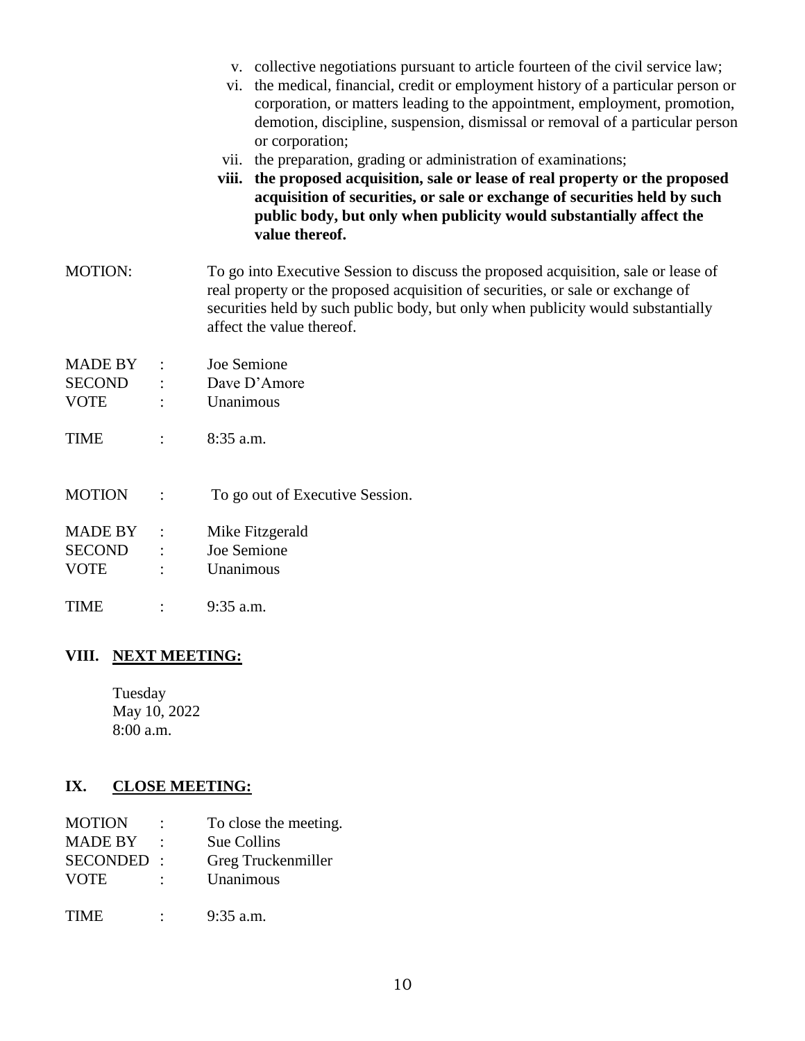v. collective negotiations pursuant to article fourteen of the civil service law;
vi. the medical, financial, credit or employment history of a particular person or corporation, or matters leading to the appointment, employment, promotion, demotion, discipline, suspension, dismissal or removal of a particular person or corporation;
vii. the preparation, grading or administration of examinations;
**viii. the proposed acquisition, sale or lease of real property or the proposed acquisition of securities, or sale or exchange of securities held by such public body, but only when publicity would substantially affect the value thereof.**

MOTION: To go into Executive Session to discuss the proposed acquisition, sale or lease of real property or the proposed acquisition of securities, or sale or exchange of securities held by such public body, but only when publicity would substantially affect the value thereof.

MADE BY : Joe Semione
SECOND : Dave D'Amore
VOTE : Unanimous

TIME : 8:35 a.m.

MOTION : To go out of Executive Session.

MADE BY : Mike Fitzgerald
SECOND : Joe Semione
VOTE : Unanimous

TIME : 9:35 a.m.

## VIII. NEXT MEETING:

Tuesday
May 10, 2022
8:00 a.m.

## IX. CLOSE MEETING:

MOTION : To close the meeting.
MADE BY : Sue Collins
SECONDED : Greg Truckenmiller
VOTE : Unanimous

TIME : 9:35 a.m.